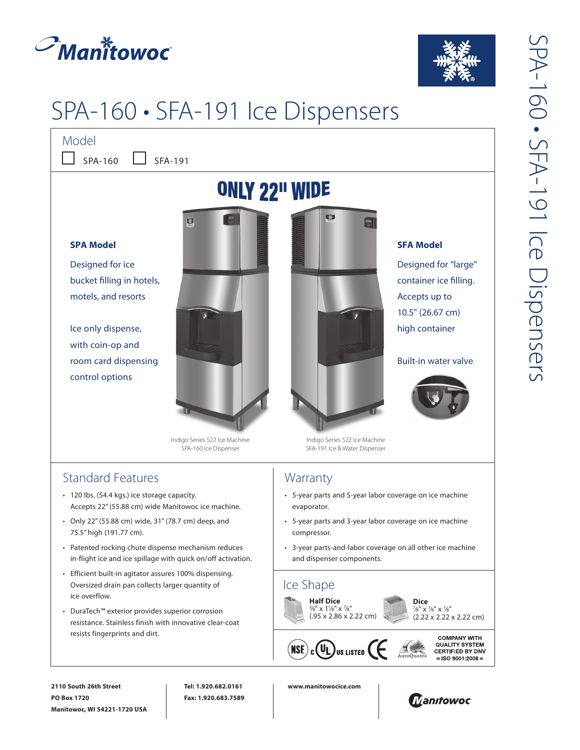# SPA-160 • SFA-191 Ice Dispensers

## Model

☐ SPA-160 ☐ SFA-191

## ONLY 22" WIDE

### SPA Model

Designed for ice bucket filling in hotels, motels, and resorts

Ice only dispense, with coin-op and room card dispensing control options

Indigo Series 522 Ice Machine
SPA-160 Ice Dispenser

Indigo Series 522 Ice Machine
SFA-191 Ice & Water Dispenser

### SFA Model

Designed for "large" container ice filling. Accepts up to 10.5" (26.67 cm) high container

Built-in water valve

## Standard Features

- 120 lbs. (54.4 kgs.) ice storage capacity. Accepts 22" (55.88 cm) wide Manitowoc ice machine.
- Only 22" (55.88 cm) wide, 31" (78.7 cm) deep, and 75.5" high (191.77 cm).
- Patented rocking chute dispense mechanism reduces in-flight ice and ice spillage with quick on/off activation.
- Efficient built-in agitator assures 100% dispensing. Oversized drain pan collects larger quantity of ice overflow.
- DuraTech™ exterior provides superior corrosion resistance. Stainless finish with innovative clear-coat resists fingerprints and dirt.

## Warranty

- 5-year parts and 5-year labor coverage on ice machine evaporator.
- 5-year parts and 3-year labor coverage on ice machine compressor.
- 3-year parts-and-labor coverage on all other ice machine and dispenser components.

## Ice Shape

**Half Dice**
⅜" x 1⅛" x ⅞"
(.95 x 2.86 x 2.22 cm)

**Dice**
⅞" x ⅞" x ⅞"
(2.22 x 2.22 x 2.22 cm)

NSF · cUL US LISTED · CE · AutoQuotes · COMPANY WITH QUALITY SYSTEM CERTIFIED BY DNV = ISO 9001:2008 =

2110 South 26th Street
PO Box 1720
Manitowoc, WI 54221-1720 USA

Tel: 1.920.682.0161
Fax: 1.920.683.7589

www.manitowocice.com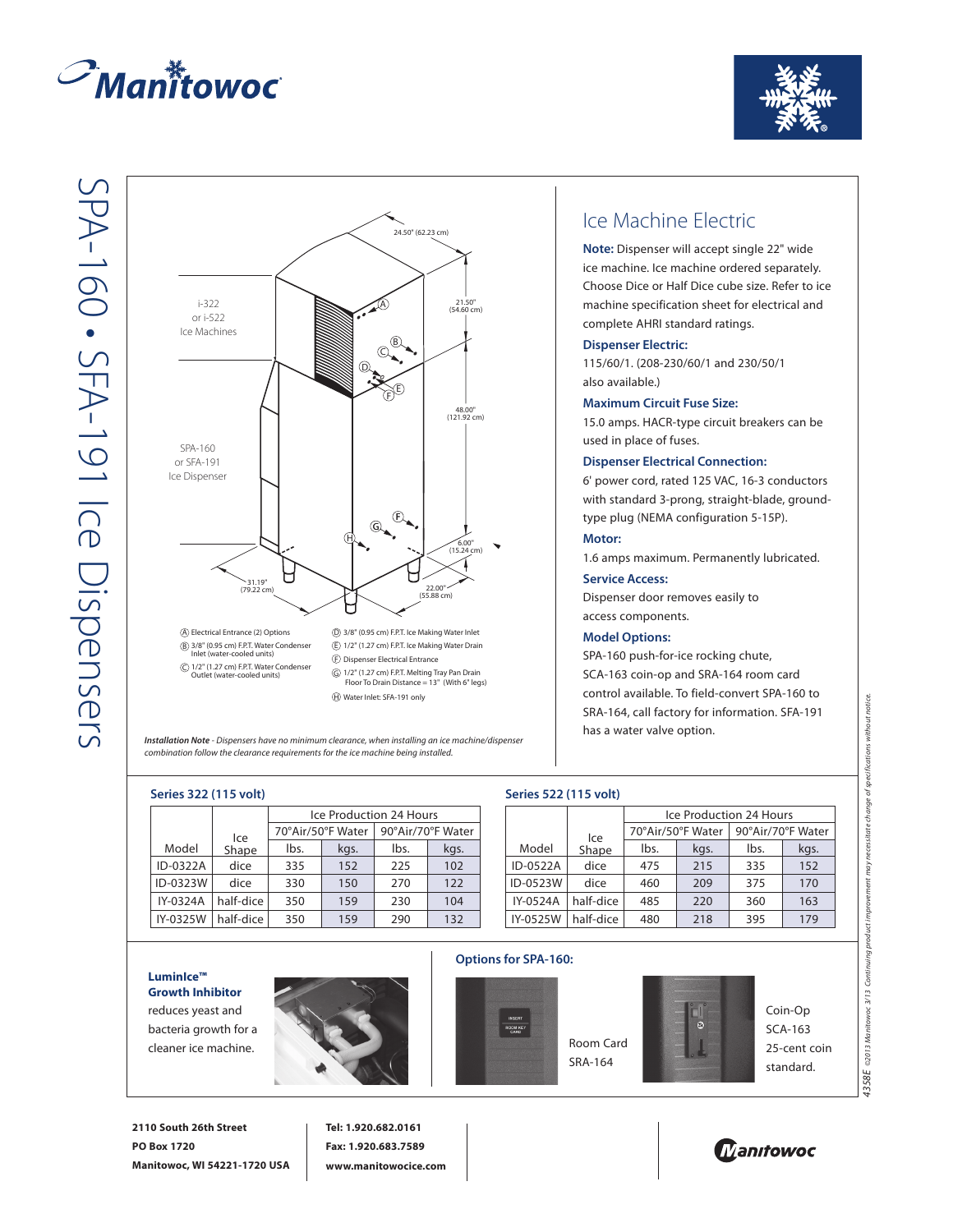# SPA-160 • SFA-191 Ice Dispensers

24.50" (62.23 cm)

i-322
or i-522
Ice Machines

21.50"
(54.60 cm)

48.00"
(121.92 cm)

SPA-160
or SFA-191
Ice Dispenser

6.00"
(15.24 cm)

31.19"
(79.22 cm)

22.00"
(55.88 cm)

Ⓐ Electrical Entrance (2) Options
Ⓑ 3/8" (0.95 cm) F.P.T. Water Condenser Inlet (water-cooled units)
Ⓒ 1/2" (1.27 cm) F.P.T. Water Condenser Outlet (water-cooled units)
Ⓓ 3/8" (0.95 cm) F.P.T. Ice Making Water Inlet
Ⓔ 1/2" (1.27 cm) F.P.T. Ice Making Water Drain
Ⓕ Dispenser Electrical Entrance
Ⓖ 1/2" (1.27 cm) F.P.T. Melting Tray Pan Drain Floor To Drain Distance = 13" (With 6" legs)
Ⓗ Water Inlet: SFA-191 only

***Installation Note*** *- Dispensers have no minimum clearance, when installing an ice machine/dispenser combination follow the clearance requirements for the ice machine being installed.*

## Ice Machine Electric

**Note:** Dispenser will accept single 22" wide ice machine. Ice machine ordered separately. Choose Dice or Half Dice cube size. Refer to ice machine specification sheet for electrical and complete AHRI standard ratings.

### Dispenser Electric:

115/60/1. (208-230/60/1 and 230/50/1 also available.)

### Maximum Circuit Fuse Size:

15.0 amps. HACR-type circuit breakers can be used in place of fuses.

### Dispenser Electrical Connection:

6' power cord, rated 125 VAC, 16-3 conductors with standard 3-prong, straight-blade, ground-type plug (NEMA configuration 5-15P).

### Motor:

1.6 amps maximum. Permanently lubricated.

### Service Access:

Dispenser door removes easily to access components.

### Model Options:

SPA-160 push-for-ice rocking chute, SCA-163 coin-op and SRA-164 room card control available. To field-convert SPA-160 to SRA-164, call factory for information. SFA-191 has a water valve option.

### Series 322 (115 volt)

| Model | Ice Shape | Ice Production 24 Hours | | | |
|---|---|---|---|---|---|
| | | 70°Air/50°F Water | | 90°Air/70°F Water | |
| | | lbs. | kgs. | lbs. | kgs. |
| ID-0322A | dice | 335 | 152 | 225 | 102 |
| ID-0323W | dice | 330 | 150 | 270 | 122 |
| IY-0324A | half-dice | 350 | 159 | 230 | 104 |
| IY-0325W | half-dice | 350 | 159 | 290 | 132 |

### Series 522 (115 volt)

| Model | Ice Shape | Ice Production 24 Hours | | | |
|---|---|---|---|---|---|
| | | 70°Air/50°F Water | | 90°Air/70°F Water | |
| | | lbs. | kgs. | lbs. | kgs. |
| ID-0522A | dice | 475 | 215 | 335 | 152 |
| ID-0523W | dice | 460 | 209 | 375 | 170 |
| IY-0524A | half-dice | 485 | 220 | 360 | 163 |
| IY-0525W | half-dice | 480 | 218 | 395 | 179 |

**LuminIce™ Growth Inhibitor** reduces yeast and bacteria growth for a cleaner ice machine.

### Options for SPA-160:

Room Card
SRA-164

Coin-Op
SCA-163
25-cent coin standard.

4358E ©2013 Manitowoc 3/13 Continuing product improvement may necessitate change of specifications without notice.

**2110 South 26th Street**
**PO Box 1720**
**Manitowoc, WI 54221-1720 USA**

**Tel: 1.920.682.0161**
**Fax: 1.920.683.7589**
**www.manitowocice.com**